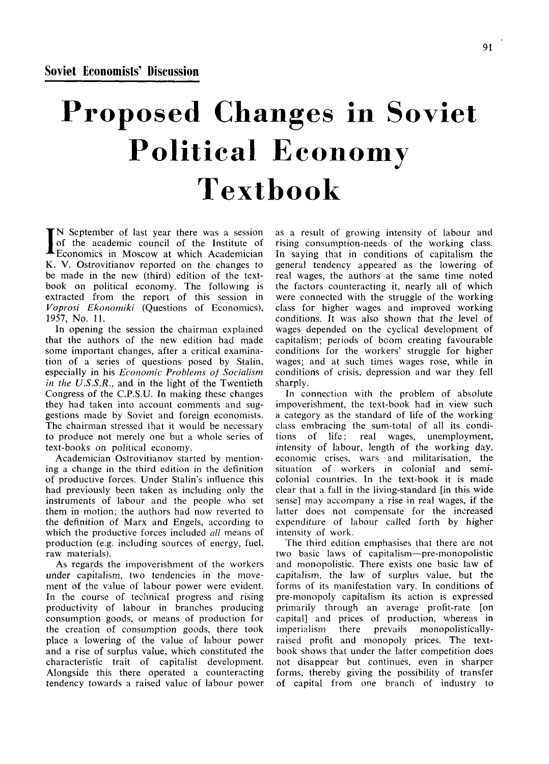**Soviet Economists' Discussion**

# Proposed Changes in Soviet Political Economy Textbook

IN September of last year there was a session of the academic council of the Institute of Economics in Moscow at which Academician K. V. Ostrovitianov reported on the changes to be made in the new (third) edition of the textbook on political economy. The following is extracted from the report of this session in *Voprosi Ekonomiki* (Questions of Economics), 1957, No. 11.

In opening the session the chairman explained that the authors of the new edition had made some important changes, after a critical examination of a series of questions posed by Stalin, especially in his *Economic Problems of Socialism in the U.S.S.R.*, and in the light of the Twentieth Congress of the C.P.S.U. In making these changes they had taken into account comments and suggestions made by Soviet and foreign economists. The chairman stressed that it would be necessary to produce not merely one but a whole series of text-books on political economy.

Academician Ostrovitianov started by mentioning a change in the third edition in the definition of productive forces. Under Stalin's influence this had previously been taken as including only the instruments of labour and the people who set them in motion; the authors had now reverted to the definition of Marx and Engels, according to which the productive forces included *all* means of production (e.g. including sources of energy, fuel, raw materials).

As regards the impoverishment of the workers under capitalism, two tendencies in the movement of the value of labour power were evident. In the course of technical progress and rising productivity of labour in branches producing consumption goods, or means of production for the creation of consumption goods, there took place a lowering of the value of labour power and a rise of surplus value, which constituted the characteristic trait of capitalist development. Alongside this there operated a counteracting tendency towards a raised value of labour power as a result of growing intensity of labour and rising consumption-needs of the working class. In saying that in conditions of capitalism the general tendency appeared as the lowering of real wages, the authors at the same time noted the factors counteracting it, nearly all of which were connected with the struggle of the working class for higher wages and improved working conditions. It was also shown that the level of wages depended on the cyclical development of capitalism; periods of boom creating favourable conditions for the workers' struggle for higher wages; and at such times wages rose, while in conditions of crisis, depression and war they fell sharply.

In connection with the problem of absolute impoverishment, the text-book had in view such a category as the standard of life of the working class embracing the sum-total of all its conditions of life: real wages, unemployment, intensity of labour, length of the working day, economic crises, wars and militarisation, the situation of workers in colonial and semi-colonial countries. In the text-book it is made clear that a fall in the living-standard [in this wide sense] may accompany a rise in real wages, if the latter does not compensate for the increased expenditure of labour called forth by higher intensity of work.

The third edition emphasises that there are not two basic laws of capitalism—pre-monopolistic and monopolistic. There exists one basic law of capitalism, the law of surplus value, but the forms of its manifestation vary. In conditions of pre-monopoly capitalism its action is expressed primarily through an average profit-rate [on capital] and prices of production, whereas in imperialism there prevails monopolistically-raised profit and monopoly prices. The text-book shows that under the latter competition does not disappear but continues, even in sharper forms, thereby giving the possibility of transfer of capital from one branch of industry to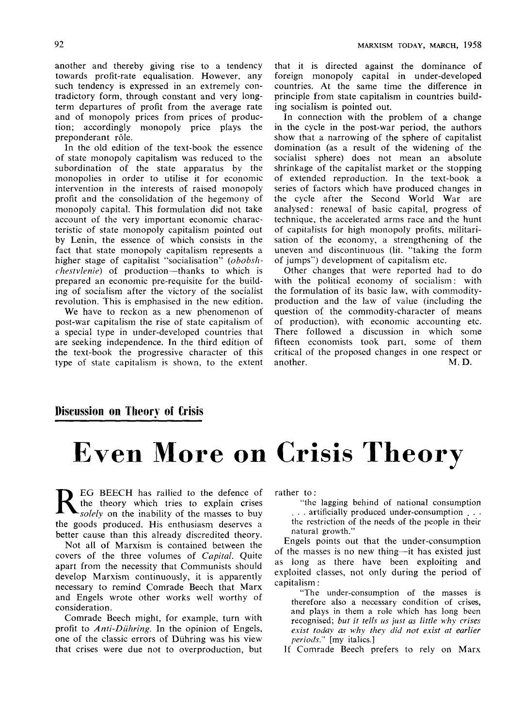another and thereby giving rise to a tendency towards profit-rate equalisation. However, any such tendency is expressed in an extremely contradictory form, through constant and very long-term departures of profit from the average rate and of monopoly prices from prices of production; accordingly monopoly price plays the preponderant rôle.

In the old edition of the text-book the essence of state monopoly capitalism was reduced to the subordination of the state apparatus by the monopolies in order to utilise it for economic intervention in the interests of raised monopoly profit and the consolidation of the hegemony of monopoly capital. This formulation did not take account of the very important economic characteristic of state monopoly capitalism pointed out by Lenin, the essence of which consists in the fact that state monopoly capitalism represents a higher stage of capitalist "socialisation" (*obobshchestvlenie*) of production—thanks to which is prepared an economic pre-requisite for the building of socialism after the victory of the socialist revolution. This is emphasised in the new edition.

We have to reckon as a new phenomenon of post-war capitalism the rise of state capitalism of a special type in under-developed countries that are seeking independence. In the third edition of the text-book the progressive character of this type of state capitalism is shown, to the extent that it is directed against the dominance of foreign monopoly capital in under-developed countries. At the same time the difference in principle from state capitalism in countries building socialism is pointed out.

In connection with the problem of a change in the cycle in the post-war period, the authors show that a narrowing of the sphere of capitalist domination (as a result of the widening of the socialist sphere) does not mean an absolute shrinkage of the capitalist market or the stopping of extended reproduction. In the text-book a series of factors which have produced changes in the cycle after the Second World War are analysed: renewal of basic capital, progress of technique, the accelerated arms race and the hunt of capitalists for high monopoly profits, militarisation of the economy, a strengthening of the uneven and discontinuous (lit. "taking the form of jumps") development of capitalism etc.

Other changes that were reported had to do with the political economy of socialism: with the formulation of its basic law, with commodity-production and the law of value (including the question of the commodity-character of means of production), with economic accounting etc. There followed a discussion in which some fifteen economists took part, some of them critical of the proposed changes in one respect or another.

M. D.

## Discussion on Theory of Crisis

# Even More on Crisis Theory

REG BEECH has rallied to the defence of the theory which tries to explain crises *solely* on the inability of the masses to buy the goods produced. His enthusiasm deserves a better cause than this already discredited theory.

Not all of Marxism is contained between the covers of the three volumes of *Capital*. Quite apart from the necessity that Communists should develop Marxism continuously, it is apparently necessary to remind Comrade Beech that Marx and Engels wrote other works well worthy of consideration.

Comrade Beech might, for example, turn with profit to *Anti-Dühring*. In the opinion of Engels, one of the classic errors of Dühring was his view that crises were due not to overproduction, but rather to:

> "the lagging behind of national consumption . . . artificially produced under-consumption . . . the restriction of the needs of the people in their natural growth."

Engels points out that the under-consumption of the masses is no new thing—it has existed just as long as there have been exploiting and exploited classes, not only during the period of capitalism:

> "The under-consumption of the masses is therefore also a necessary condition of crises, and plays in them a role which has long been recognised; *but it tells us just as little why crises exist today as why they did not exist at earlier periods.*" [my italics.]

If Comrade Beech prefers to rely on Marx